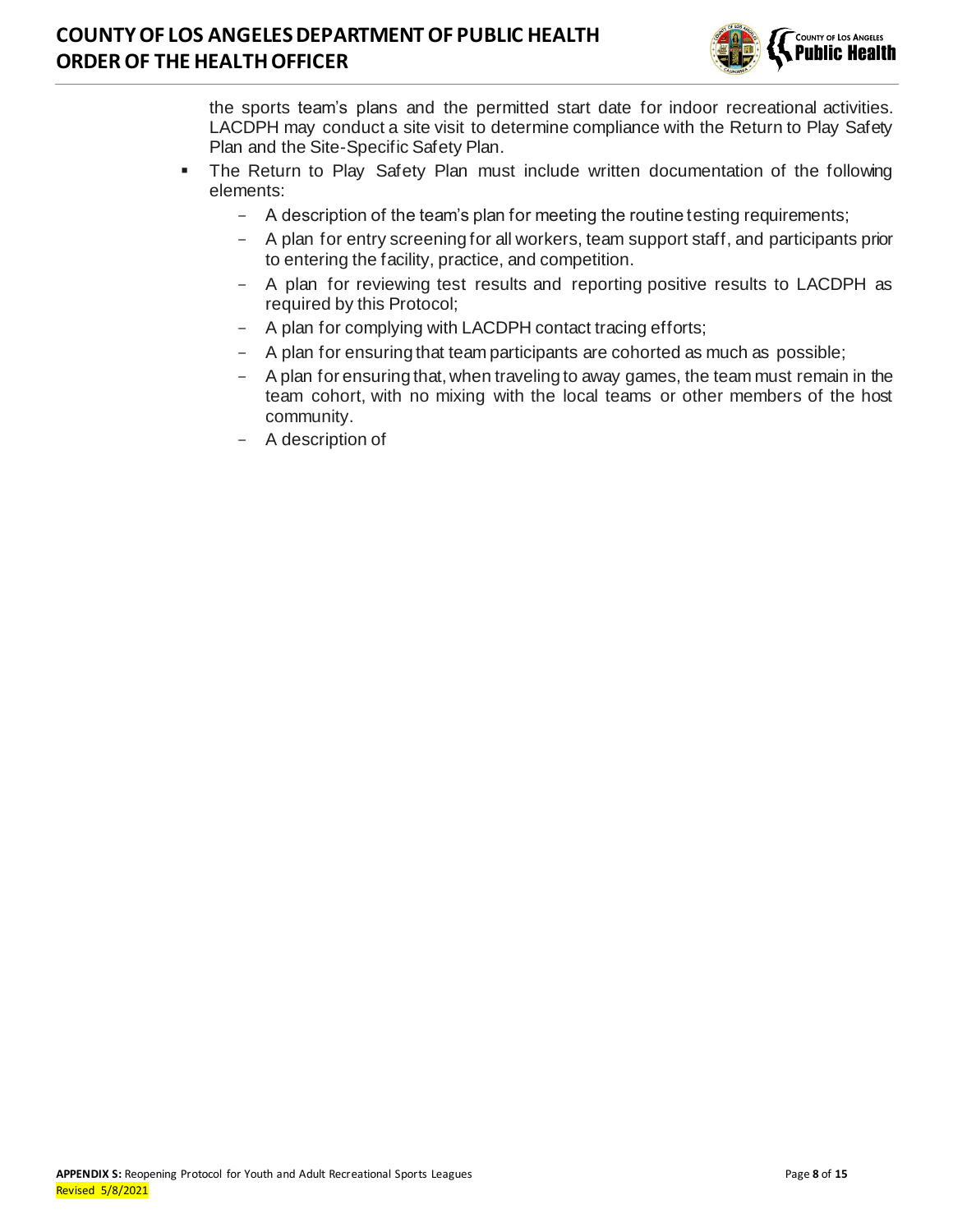the sports team's plans and the permitted start date for indoor recreational activities. LACDPH may conduct a site visit to determine compliance with the Return to Play Safety Plan and the Site-Specific Safety Plan.

- The Return to Play Safety Plan must include written documentation of the following elements:
  - A description of the team's plan for meeting the routine testing requirements;
  - A plan for entry screening for all workers, team support staff, and participants prior to entering the facility, practice, and competition.
  - A plan for reviewing test results and reporting positive results to LACDPH as required by this Protocol;
  - A plan for complying with LACDPH contact tracing efforts;
  - A plan for ensuring that team participants are cohorted as much as possible;
  - A plan for ensuring that, when traveling to away games, the team must remain in the team cohort, with no mixing with the local teams or other members of the host community.
  - A description of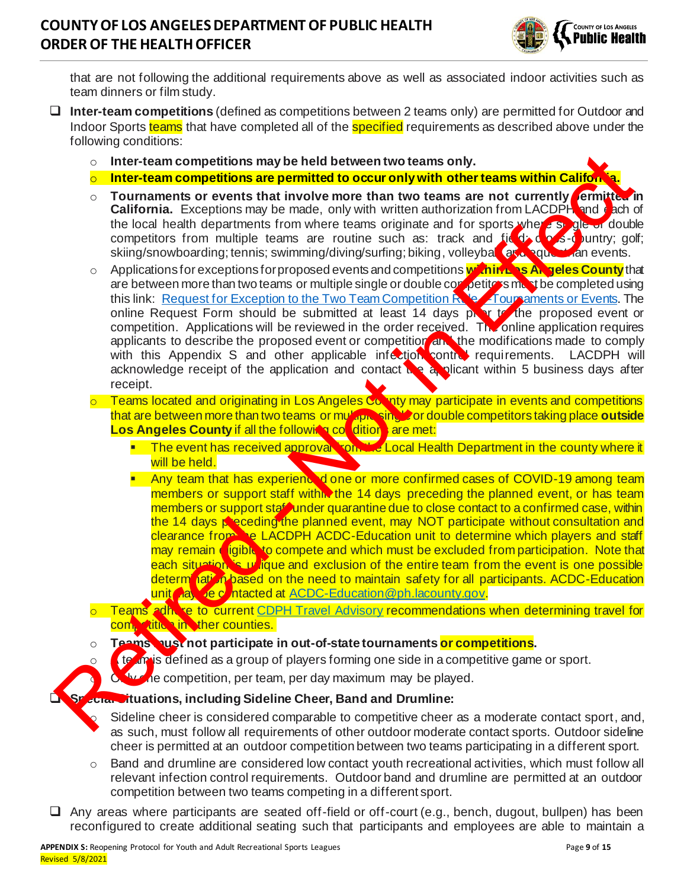that are not following the additional requirements above as well as associated indoor activities such as team dinners or film study.

- **Inter-team competitions** (defined as competitions between 2 teams only) are permitted for Outdoor and Indoor Sports teams that have completed all of the specified requirements as described above under the following conditions:
  - **Inter-team competitions may be held between two teams only.**
  - **Inter-team competitions are permitted to occur only with other teams within California.**
  - **Tournaments or events that involve more than two teams are not currently permitted in California.** Exceptions may be made, only with written authorization from LACDPH and each of the local health departments from where teams originate and for sports where single or double competitors from multiple teams are routine such as: track and field; cross-country; golf; skiing/snowboarding; tennis; swimming/diving/surfing; biking, volleyball and equestrian events.
  - Applications for exceptions for proposed events and competitions **within Los Angeles County** that are between more than two teams or multiple single or double competitors must be completed using this link: Request for Exception to the Two Team Competition Rule - Tournaments or Events. The online Request Form should be submitted at least 14 days prior to the proposed event or competition. Applications will be reviewed in the order received. The online application requires applicants to describe the proposed event or competition and the modifications made to comply with this Appendix S and other applicable infection control requirements. LACDPH will acknowledge receipt of the application and contact the applicant within 5 business days after receipt.
  - Teams located and originating in Los Angeles County may participate in events and competitions that are between more than two teams or multiple single or double competitors taking place **outside Los Angeles County** if all the following conditions are met:
    - The event has received approval from the Local Health Department in the county where it will be held.
    - Any team that has experienced one or more confirmed cases of COVID-19 among team members or support staff within the 14 days preceding the planned event, or has team members or support staff under quarantine due to close contact to a confirmed case, within the 14 days preceding the planned event, may NOT participate without consultation and clearance from the LACDPH ACDC-Education unit to determine which players and staff may remain eligible to compete and which must be excluded from participation. Note that each situation is unique and exclusion of the entire team from the event is one possible determination based on the need to maintain safety for all participants. ACDC-Education unit may be contacted at ACDC-Education@ph.lacounty.gov.
  - Teams adhere to current CDPH Travel Advisory recommendations when determining travel for competitions in other counties.
  - **Teams must not participate in out-of-state tournaments or competitions.**
  - A team is defined as a group of players forming one side in a competitive game or sport.
  - Only one competition, per team, per day maximum may be played.
- **Special Situations, including Sideline Cheer, Band and Drumline:**
  - Sideline cheer is considered comparable to competitive cheer as a moderate contact sport, and, as such, must follow all requirements of other outdoor moderate contact sports. Outdoor sideline cheer is permitted at an outdoor competition between two teams participating in a different sport.
  - Band and drumline are considered low contact youth recreational activities, which must follow all relevant infection control requirements. Outdoor band and drumline are permitted at an outdoor competition between two teams competing in a different sport.
- Any areas where participants are seated off-field or off-court (e.g., bench, dugout, bullpen) has been reconfigured to create additional seating such that participants and employees are able to maintain a

Retired - Not in Effect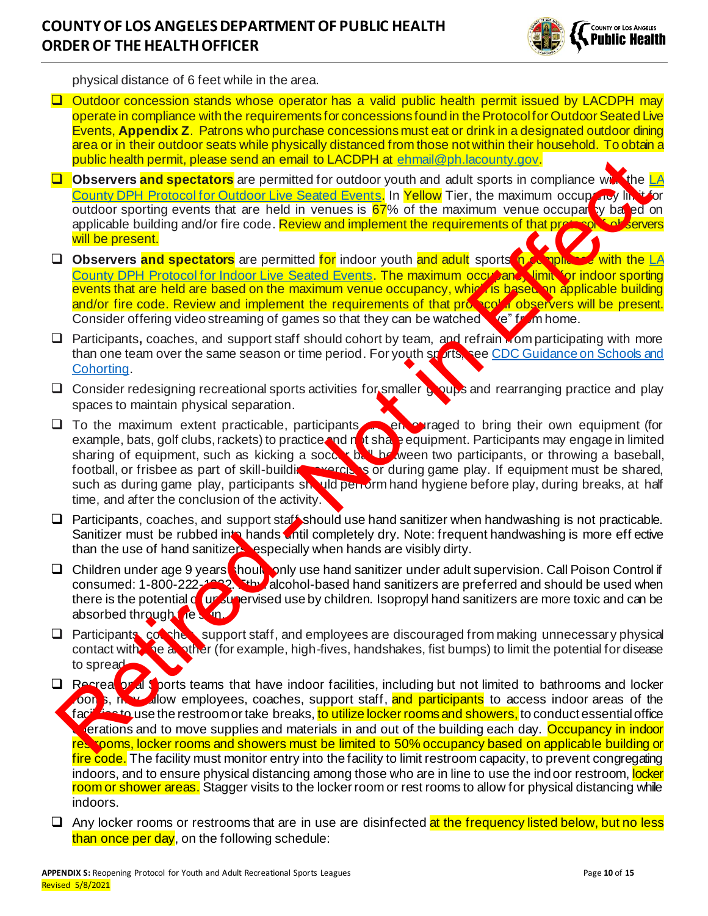physical distance of 6 feet while in the area.

- ☐ Outdoor concession stands whose operator has a valid public health permit issued by LACDPH may operate in compliance with the requirements for concessions found in the Protocol for Outdoor Seated Live Events, **Appendix Z**. Patrons who purchase concessions must eat or drink in a designated outdoor dining area or in their outdoor seats while physically distanced from those not within their household. To obtain a public health permit, please send an email to LACDPH at ehmail@ph.lacounty.gov.
- ☐ **Observers and spectators** are permitted for outdoor youth and adult sports in compliance with the LA County DPH Protocol for Outdoor Live Seated Events. In Yellow Tier, the maximum occupancy limit for outdoor sporting events that are held in venues is 67% of the maximum venue occupancy based on applicable building and/or fire code. Review and implement the requirements of that protocol if observers will be present.
- ☐ **Observers and spectators** are permitted for indoor youth and adult sports in compliance with the LA County DPH Protocol for Indoor Live Seated Events. The maximum occupancy limit for indoor sporting events that are held are based on the maximum venue occupancy, which is based on applicable building and/or fire code. Review and implement the requirements of that protocol if observers will be present. Consider offering video streaming of games so that they can be watched "live" from home.
- ☐ Participants, coaches, and support staff should cohort by team, and refrain from participating with more than one team over the same season or time period. For youth sports, see CDC Guidance on Schools and Cohorting.
- ☐ Consider redesigning recreational sports activities for smaller groups and rearranging practice and play spaces to maintain physical separation.
- ☐ To the maximum extent practicable, participants are encouraged to bring their own equipment (for example, bats, golf clubs, rackets) to practice and not share equipment. Participants may engage in limited sharing of equipment, such as kicking a soccer ball between two participants, or throwing a baseball, football, or frisbee as part of skill-building exercises or during game play. If equipment must be shared, such as during game play, participants should perform hand hygiene before play, during breaks, at half time, and after the conclusion of the activity.
- ☐ Participants, coaches, and support staff should use hand sanitizer when handwashing is not practicable. Sanitizer must be rubbed into hands until completely dry. Note: frequent handwashing is more effective than the use of hand sanitizers, especially when hands are visibly dirty.
- ☐ Children under age 9 years should only use hand sanitizer under adult supervision. Call Poison Control if consumed: 1-800-222-1222. Ethyl alcohol-based hand sanitizers are preferred and should be used when there is the potential of unsupervised use by children. Isopropyl hand sanitizers are more toxic and can be absorbed through the skin.
- ☐ Participants, coaches, support staff, and employees are discouraged from making unnecessary physical contact with one another (for example, high-fives, handshakes, fist bumps) to limit the potential for disease to spread.
- ☐ Recreational sports teams that have indoor facilities, including but not limited to bathrooms and locker rooms, may allow employees, coaches, support staff, and participants to access indoor areas of the facilities to use the restroom or take breaks, to utilize locker rooms and showers, to conduct essential office operations and to move supplies and materials in and out of the building each day. Occupancy in indoor restrooms, locker rooms and showers must be limited to 50% occupancy based on applicable building or fire code. The facility must monitor entry into the facility to limit restroom capacity, to prevent congregating indoors, and to ensure physical distancing among those who are in line to use the indoor restroom, locker room or shower areas. Stagger visits to the locker room or rest rooms to allow for physical distancing while indoors.
- ☐ Any locker rooms or restrooms that are in use are disinfected at the frequency listed below, but no less than once per day, on the following schedule:

Retired - Not in Effect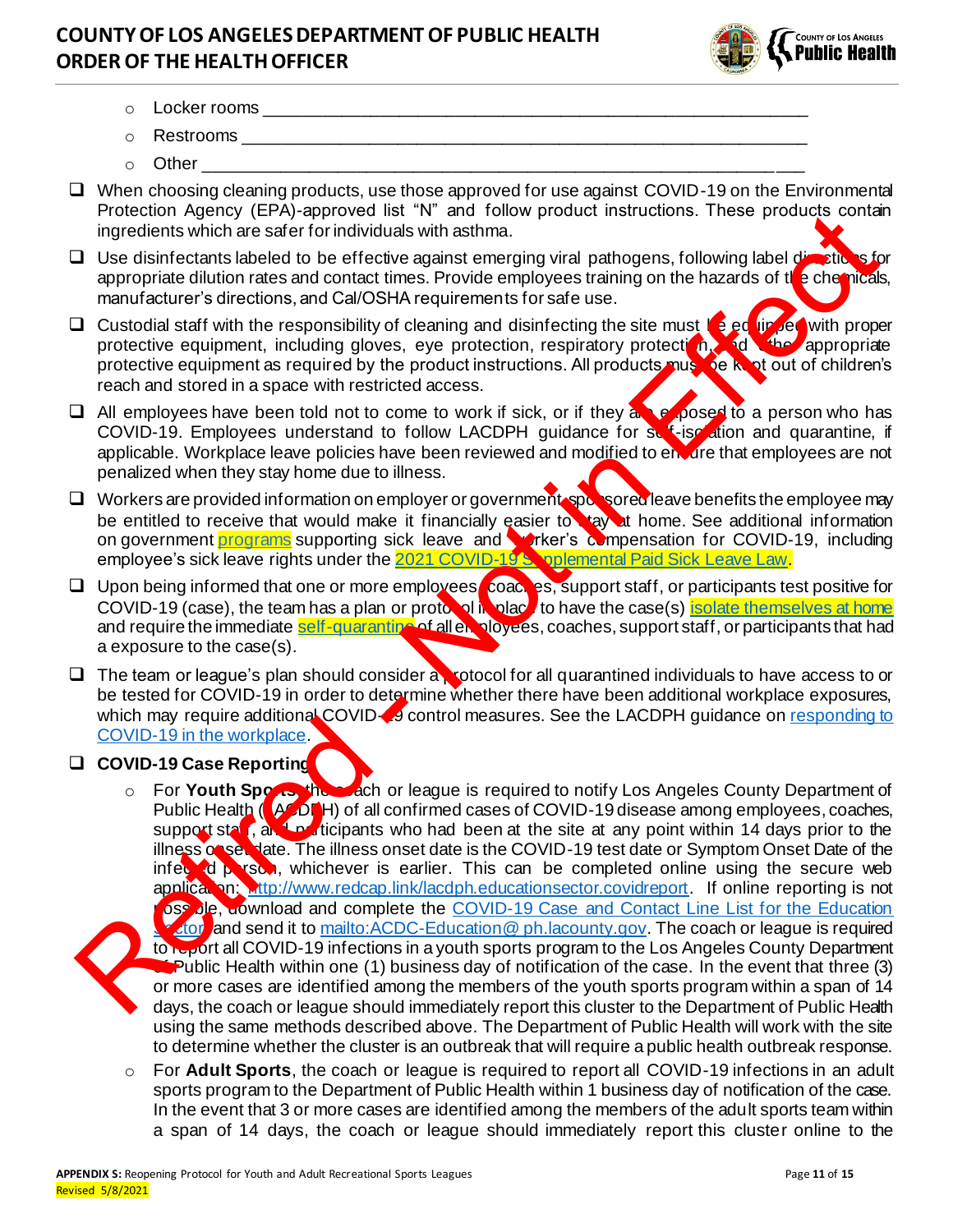- Locker rooms ____________________________________________________
  - Restrooms ____________________________________________________
  - Other ____________________________________________________

- ❑ When choosing cleaning products, use those approved for use against COVID-19 on the Environmental Protection Agency (EPA)-approved list "N" and follow product instructions. These products contain ingredients which are safer for individuals with asthma.
- ❑ Use disinfectants labeled to be effective against emerging viral pathogens, following label directions for appropriate dilution rates and contact times. Provide employees training on the hazards of the chemicals, manufacturer's directions, and Cal/OSHA requirements for safe use.
- ❑ Custodial staff with the responsibility of cleaning and disinfecting the site must be equipped with proper protective equipment, including gloves, eye protection, respiratory protection, and other appropriate protective equipment as required by the product instructions. All products must be kept out of children's reach and stored in a space with restricted access.
- ❑ All employees have been told not to come to work if sick, or if they are exposed to a person who has COVID-19. Employees understand to follow LACDPH guidance for self-isolation and quarantine, if applicable. Workplace leave policies have been reviewed and modified to ensure that employees are not penalized when they stay home due to illness.
- ❑ Workers are provided information on employer or government sponsored leave benefits the employee may be entitled to receive that would make it financially easier to stay at home. See additional information on government programs supporting sick leave and worker's compensation for COVID-19, including employee's sick leave rights under the 2021 COVID-19 Supplemental Paid Sick Leave Law.
- ❑ Upon being informed that one or more employees, coaches, support staff, or participants test positive for COVID-19 (case), the team has a plan or protocol in place to have the case(s) isolate themselves at home and require the immediate self-quarantine of all employees, coaches, support staff, or participants that had a exposure to the case(s).
- ❑ The team or league's plan should consider a protocol for all quarantined individuals to have access to or be tested for COVID-19 in order to determine whether there have been additional workplace exposures, which may require additional COVID-19 control measures. See the LACDPH guidance on responding to COVID-19 in the workplace.
- ❑ **COVID-19 Case Reporting**
  - For **Youth Sports**, the coach or league is required to notify Los Angeles County Department of Public Health (LACDPH) of all confirmed cases of COVID-19 disease among employees, coaches, support staff, and participants who had been at the site at any point within 14 days prior to the illness onset date. The illness onset date is the COVID-19 test date or Symptom Onset Date of the infected person, whichever is earlier. This can be completed online using the secure web application: http://www.redcap.link/lacdph.educationsector.covidreport. If online reporting is not possible, download and complete the COVID-19 Case and Contact Line List for the Education Sector and send it to mailto:ACDC-Education@ph.lacounty.gov. The coach or league is required to report all COVID-19 infections in a youth sports program to the Los Angeles County Department of Public Health within one (1) business day of notification of the case. In the event that three (3) or more cases are identified among the members of the youth sports program within a span of 14 days, the coach or league should immediately report this cluster to the Department of Public Health using the same methods described above. The Department of Public Health will work with the site to determine whether the cluster is an outbreak that will require a public health outbreak response.
  - For **Adult Sports**, the coach or league is required to report all COVID-19 infections in an adult sports program to the Department of Public Health within 1 business day of notification of the case. In the event that 3 or more cases are identified among the members of the adult sports team within a span of 14 days, the coach or league should immediately report this cluster online to the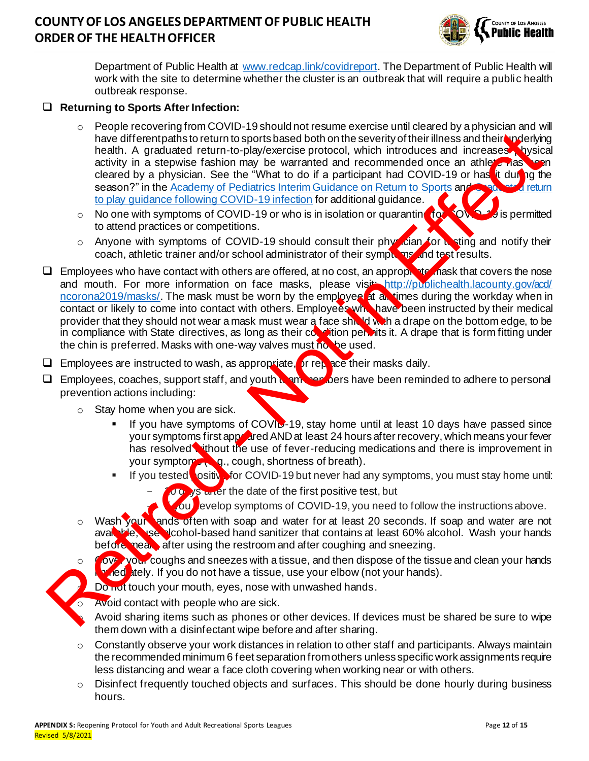Department of Public Health at www.redcap.link/covidreport. The Department of Public Health will work with the site to determine whether the cluster is an outbreak that will require a public health outbreak response.

- ❑ **Returning to Sports After Infection:**
  - People recovering from COVID-19 should not resume exercise until cleared by a physician and will have different paths to return to sports based both on the severity of their illness and their underlying health. A graduated return-to-play/exercise protocol, which introduces and increases physical activity in a stepwise fashion may be warranted and recommended once an athlete has been cleared by a physician. See the "What to do if a participant had COVID-19 or has it during the season?" in the [Academy of Pediatrics Interim Guidance on Return to Sports]() and [Graduated return to play guidance following COVID-19 infection]() for additional guidance.
  - No one with symptoms of COVID-19 or who is in isolation or quarantine for COVID-19 is permitted to attend practices or competitions.
  - Anyone with symptoms of COVID-19 should consult their physician for testing and notify their coach, athletic trainer and/or school administrator of their symptoms and test results.
- ❑ Employees who have contact with others are offered, at no cost, an appropriate mask that covers the nose and mouth. For more information on face masks, please visit: http://publichealth.lacounty.gov/acd/ncorona2019/masks/. The mask must be worn by the employee at all times during the workday when in contact or likely to come into contact with others. Employees who have been instructed by their medical provider that they should not wear a mask must wear a face shield with a drape on the bottom edge, to be in compliance with State directives, as long as their condition permits it. A drape that is form fitting under the chin is preferred. Masks with one-way valves must not be used.
- ❑ Employees are instructed to wash, as appropriate, or replace their masks daily.
- ❑ Employees, coaches, support staff, and youth team members have been reminded to adhere to personal prevention actions including:
  - Stay home when you are sick.
    - If you have symptoms of COVID-19, stay home until at least 10 days have passed since your symptoms first appeared AND at least 24 hours after recovery, which means your fever has resolved without the use of fever-reducing medications and there is improvement in your symptoms (e.g., cough, shortness of breath).
    - If you tested positive for COVID-19 but never had any symptoms, you must stay home until:
      - 10 days after the date of the first positive test, but
      - If you develop symptoms of COVID-19, you need to follow the instructions above.
  - Wash your hands often with soap and water for at least 20 seconds. If soap and water are not available, use alcohol-based hand sanitizer that contains at least 60% alcohol. Wash your hands before meals, after using the restroom and after coughing and sneezing.
  - Cover your coughs and sneezes with a tissue, and then dispose of the tissue and clean your hands immediately. If you do not have a tissue, use your elbow (not your hands).
  - Do not touch your mouth, eyes, nose with unwashed hands.
  - Avoid contact with people who are sick.
  - Avoid sharing items such as phones or other devices. If devices must be shared be sure to wipe them down with a disinfectant wipe before and after sharing.
  - Constantly observe your work distances in relation to other staff and participants. Always maintain the recommended minimum 6 feet separation from others unless specific work assignments require less distancing and wear a face cloth covering when working near or with others.
  - Disinfect frequently touched objects and surfaces. This should be done hourly during business hours.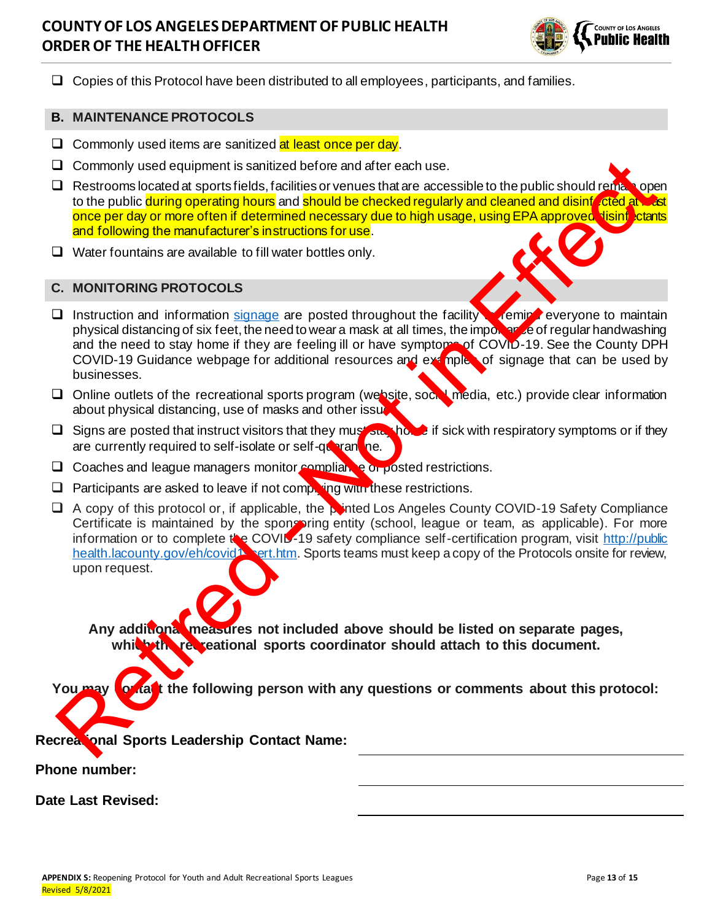- ☐ Copies of this Protocol have been distributed to all employees, participants, and families.

## B. MAINTENANCE PROTOCOLS

- ☐ Commonly used items are sanitized at least once per day.
- ☐ Commonly used equipment is sanitized before and after each use.
- ☐ Restrooms located at sports fields, facilities or venues that are accessible to the public should remain open to the public during operating hours and should be checked regularly and cleaned and disinfected at least once per day or more often if determined necessary due to high usage, using EPA approved disinfectants and following the manufacturer's instructions for use.
- ☐ Water fountains are available to fill water bottles only.

## C. MONITORING PROTOCOLS

- ☐ Instruction and information [signage](signage) are posted throughout the facility to remind everyone to maintain physical distancing of six feet, the need to wear a mask at all times, the importance of regular handwashing and the need to stay home if they are feeling ill or have symptoms of COVID-19. See the County DPH COVID-19 Guidance webpage for additional resources and examples of signage that can be used by businesses.
- ☐ Online outlets of the recreational sports program (website, social media, etc.) provide clear information about physical distancing, use of masks and other issues.
- ☐ Signs are posted that instruct visitors that they must stay home if sick with respiratory symptoms or if they are currently required to self-isolate or self-quarantine.
- ☐ Coaches and league managers monitor compliance of posted restrictions.
- ☐ Participants are asked to leave if not complying with these restrictions.
- ☐ A copy of this protocol or, if applicable, the printed Los Angeles County COVID-19 Safety Compliance Certificate is maintained by the sponsoring entity (school, league or team, as applicable). For more information or to complete the COVID-19 safety compliance self-certification program, visit http://publichealth.lacounty.gov/eh/covid19cert.htm. Sports teams must keep a copy of the Protocols onsite for review, upon request.

**Any additional measures not included above should be listed on separate pages, which the recreational sports coordinator should attach to this document.**

**You may contact the following person with any questions or comments about this protocol:**

**Recreational Sports Leadership Contact Name:** ____________________

**Phone number:** ____________________

**Date Last Revised:** ____________________

Retired - Not in Effect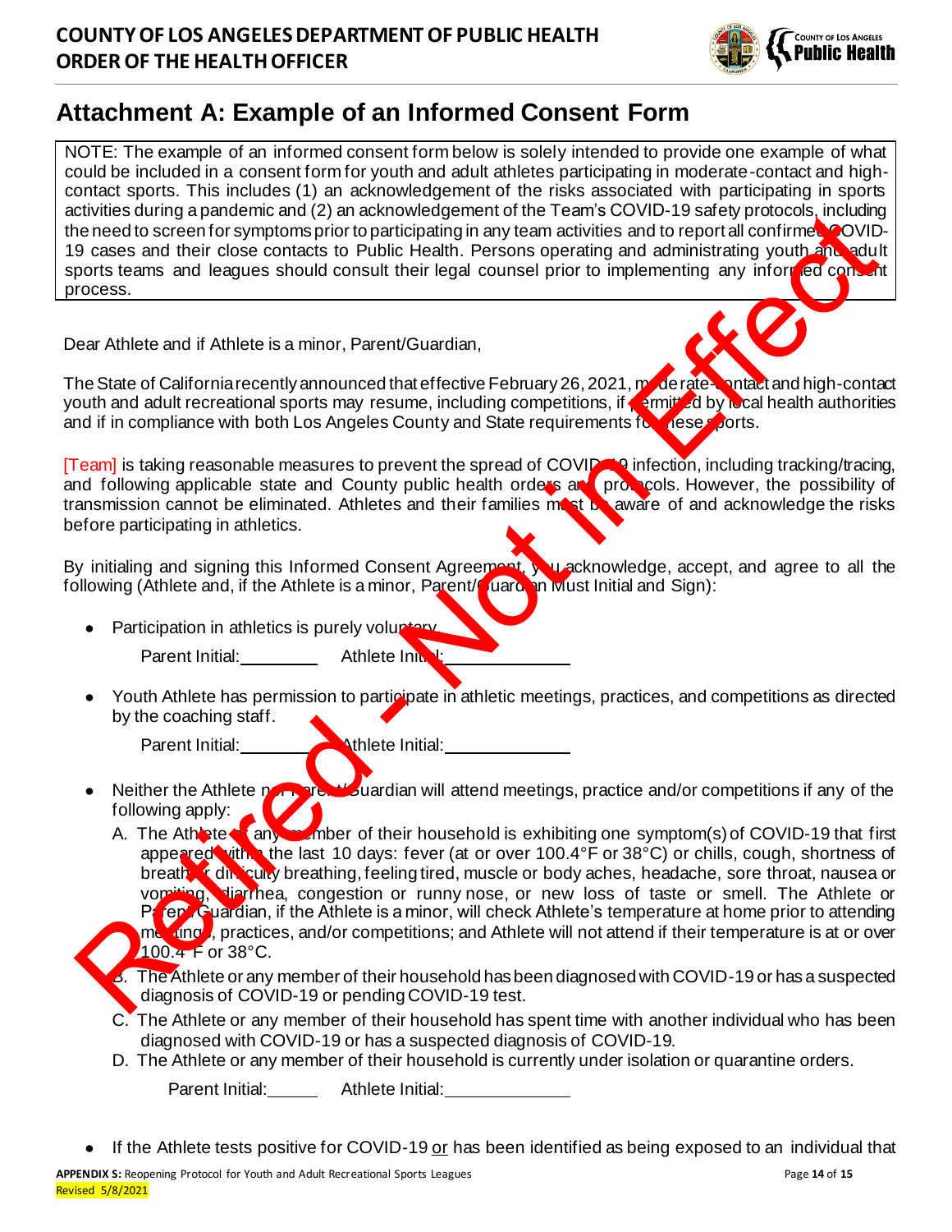## COUNTY OF LOS ANGELES DEPARTMENT OF PUBLIC HEALTH
## ORDER OF THE HEALTH OFFICER

Retired - Not in Effect

# Attachment A: Example of an Informed Consent Form

NOTE: The example of an informed consent form below is solely intended to provide one example of what could be included in a consent form for youth and adult athletes participating in moderate-contact and high-contact sports. This includes (1) an acknowledgement of the risks associated with participating in sports activities during a pandemic and (2) an acknowledgement of the Team's COVID-19 safety protocols, including the need to screen for symptoms prior to participating in any team activities and to report all confirmed COVID-19 cases and their close contacts to Public Health. Persons operating and administrating youth and adult sports teams and leagues should consult their legal counsel prior to implementing any informed consent process.

Dear Athlete and if Athlete is a minor, Parent/Guardian,

The State of California recently announced that effective February 26, 2021, moderate-contact and high-contact youth and adult recreational sports may resume, including competitions, if permitted by local health authorities and if in compliance with both Los Angeles County and State requirements for these sports.

[Team] is taking reasonable measures to prevent the spread of COVID-19 infection, including tracking/tracing, and following applicable state and County public health orders and protocols. However, the possibility of transmission cannot be eliminated. Athletes and their families must be aware of and acknowledge the risks before participating in athletics.

By initialing and signing this Informed Consent Agreement, you acknowledge, accept, and agree to all the following (Athlete and, if the Athlete is a minor, Parent/Guardian Must Initial and Sign):

- Participation in athletics is purely voluntary.

  Parent Initial:________ Athlete Initial:____________

- Youth Athlete has permission to participate in athletic meetings, practices, and competitions as directed by the coaching staff.

  Parent Initial:________ Athlete Initial:____________

- Neither the Athlete nor Parent/Guardian will attend meetings, practice and/or competitions if any of the following apply:
  - A. The Athlete or any member of their household is exhibiting one symptom(s) of COVID-19 that first appeared within the last 10 days: fever (at or over 100.4°F or 38°C) or chills, cough, shortness of breath or difficulty breathing, feeling tired, muscle or body aches, headache, sore throat, nausea or vomiting, diarrhea, congestion or runny nose, or new loss of taste or smell. The Athlete or Parent/Guardian, if the Athlete is a minor, will check Athlete's temperature at home prior to attending meetings, practices, and/or competitions; and Athlete will not attend if their temperature is at or over 100.4°F or 38°C.
  - B. The Athlete or any member of their household has been diagnosed with COVID-19 or has a suspected diagnosis of COVID-19 or pending COVID-19 test.
  - C. The Athlete or any member of their household has spent time with another individual who has been diagnosed with COVID-19 or has a suspected diagnosis of COVID-19.
  - D. The Athlete or any member of their household is currently under isolation or quarantine orders.

  Parent Initial:_____ Athlete Initial:____________

- If the Athlete tests positive for COVID-19 or has been identified as being exposed to an individual that

**APPENDIX S:** Reopening Protocol for Youth and Adult Recreational Sports Leagues

Revised 5/8/2021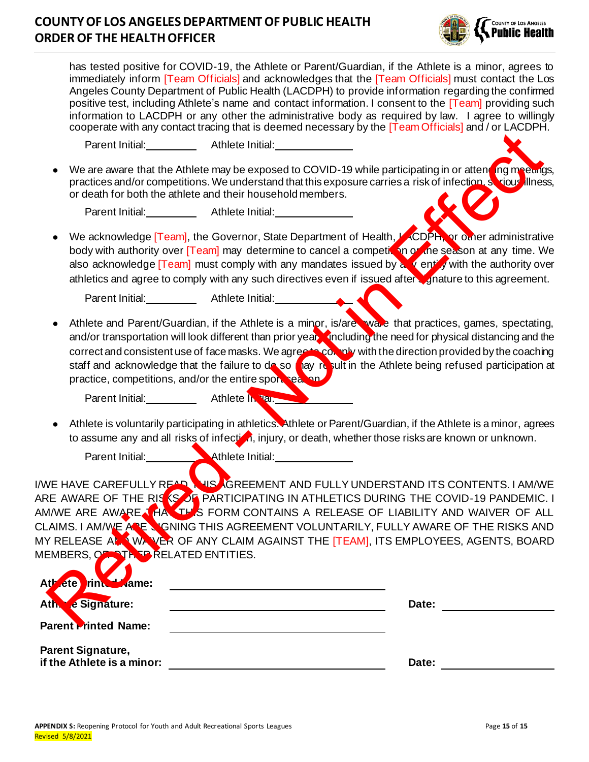has tested positive for COVID-19, the Athlete or Parent/Guardian, if the Athlete is a minor, agrees to immediately inform [Team Officials] and acknowledges that the [Team Officials] must contact the Los Angeles County Department of Public Health (LACDPH) to provide information regarding the confirmed positive test, including Athlete's name and contact information. I consent to the [Team] providing such information to LACDPH or any other the administrative body as required by law. I agree to willingly cooperate with any contact tracing that is deemed necessary by the [Team Officials] and / or LACDPH.

Parent Initial:__________ Athlete Initial:______________

- We are aware that the Athlete may be exposed to COVID-19 while participating in or attending meetings, practices and/or competitions. We understand that this exposure carries a risk of infection, serious illness, or death for both the athlete and their household members.

  Parent Initial:__________ Athlete Initial:______________

- We acknowledge [Team], the Governor, State Department of Health, LACDPH, or other administrative body with authority over [Team] may determine to cancel a competition or the season at any time. We also acknowledge [Team] must comply with any mandates issued by any entity with the authority over athletics and agree to comply with any such directives even if issued after signature to this agreement.

  Parent Initial:__________ Athlete Initial:______________

- Athlete and Parent/Guardian, if the Athlete is a minor, is/are aware that practices, games, spectating, and/or transportation will look different than prior years including the need for physical distancing and the correct and consistent use of face masks. We agree to comply with the direction provided by the coaching staff and acknowledge that the failure to do so may result in the Athlete being refused participation at practice, competitions, and/or the entire sport season.

  Parent Initial:__________ Athlete Initial:______________

- Athlete is voluntarily participating in athletics. Athlete or Parent/Guardian, if the Athlete is a minor, agrees to assume any and all risks of infection, injury, or death, whether those risks are known or unknown.

  Parent Initial:__________ Athlete Initial:______________

I/WE HAVE CAREFULLY READ THIS AGREEMENT AND FULLY UNDERSTAND ITS CONTENTS. I AM/WE ARE AWARE OF THE RISKS OF PARTICIPATING IN ATHLETICS DURING THE COVID-19 PANDEMIC. I AM/WE ARE AWARE THAT THIS FORM CONTAINS A RELEASE OF LIABILITY AND WAIVER OF ALL CLAIMS. I AM/WE ARE SIGNING THIS AGREEMENT VOLUNTARILY, FULLY AWARE OF THE RISKS AND MY RELEASE AND WAIVER OF ANY CLAIM AGAINST THE [TEAM], ITS EMPLOYEES, AGENTS, BOARD MEMBERS, OR OTHER RELATED ENTITIES.

**Athlete Printed Name:** ______________________________

**Athlete Signature:** ______________________________ **Date:** ______________

**Parent Printed Name:** ______________________________

**Parent Signature, if the Athlete is a minor:** ______________________________ **Date:** ______________

Retired: Not in Effect

**APPENDIX S:** Reopening Protocol for Youth and Adult Recreational Sports Leagues

Revised 5/8/2021